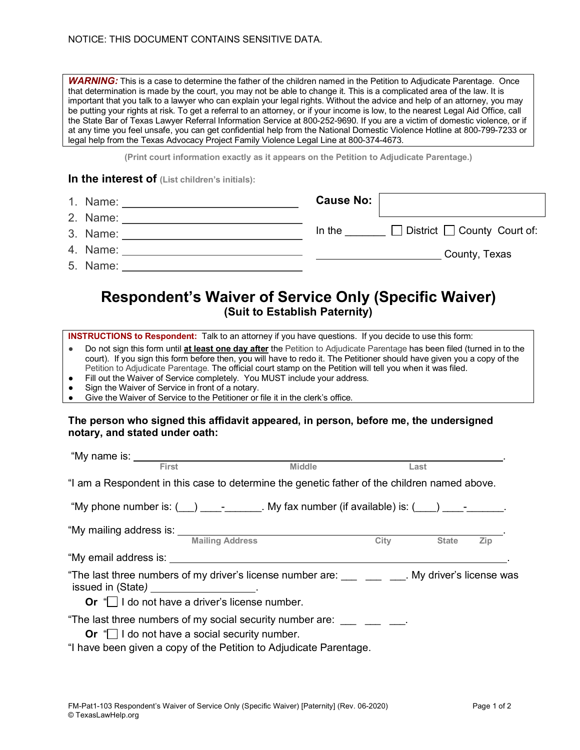NOTICE: THIS DOCUMENT CONTAINS SENSITIVE DATA.

***WARNING:*** This is a case to determine the father of the children named in the Petition to Adjudicate Parentage. Once that determination is made by the court, you may not be able to change it. This is a complicated area of the law. It is important that you talk to a lawyer who can explain your legal rights. Without the advice and help of an attorney, you may be putting your rights at risk. To get a referral to an attorney, or if your income is low, to the nearest Legal Aid Office, call the State Bar of Texas Lawyer Referral Information Service at 800-252-9690. If you are a victim of domestic violence, or if at any time you feel unsafe, you can get confidential help from the National Domestic Violence Hotline at 800-799-7233 or legal help from the Texas Advocacy Project Family Violence Legal Line at 800-374-4673.

**(Print court information exactly as it appears on the Petition to Adjudicate Parentage.)**

**In the interest of** **(List children's initials):**

1. Name: ______________________________
2. Name: ______________________________
3. Name: ______________________________
4. Name: ______________________________
5. Name: ______________________________

**Cause No:** ______________________

In the _______ ☐ District ☐ County Court of:

____________________ County, Texas

# Respondent's Waiver of Service Only (Specific Waiver)

## (Suit to Establish Paternity)

**INSTRUCTIONS to Respondent:** Talk to an attorney if you have questions. If you decide to use this form:

- Do not sign this form until **at least one day after** the Petition to Adjudicate Parentage has been filed (turned in to the court). If you sign this form before then, you will have to redo it. The Petitioner should have given you a copy of the Petition to Adjudicate Parentage. The official court stamp on the Petition will tell you when it was filed.
- Fill out the Waiver of Service completely. You MUST include your address.
- Sign the Waiver of Service in front of a notary.
- Give the Waiver of Service to the Petitioner or file it in the clerk's office.

**The person who signed this affidavit appeared, in person, before me, the undersigned notary, and stated under oath:**

"My name is: ____________________________________________________________.
First Middle Last

"I am a Respondent in this case to determine the genetic father of the children named above.

"My phone number is: (___) ____-______. My fax number (if available) is: (____) ____-______.

"My mailing address is: ____________________________________________________.
Mailing Address City State Zip

"My email address is: ______________________________________________________.

"The last three numbers of my driver's license number are: ___ ___ ___. My driver's license was issued in (State) __________________.

**Or** "☐ I do not have a driver's license number.

"The last three numbers of my social security number are: ___ ___ ___.

**Or** "☐ I do not have a social security number.

"I have been given a copy of the Petition to Adjudicate Parentage.

FM-Pat1-103 Respondent's Waiver of Service Only (Specific Waiver) [Paternity] (Rev. 06-2020)
© TexasLawHelp.org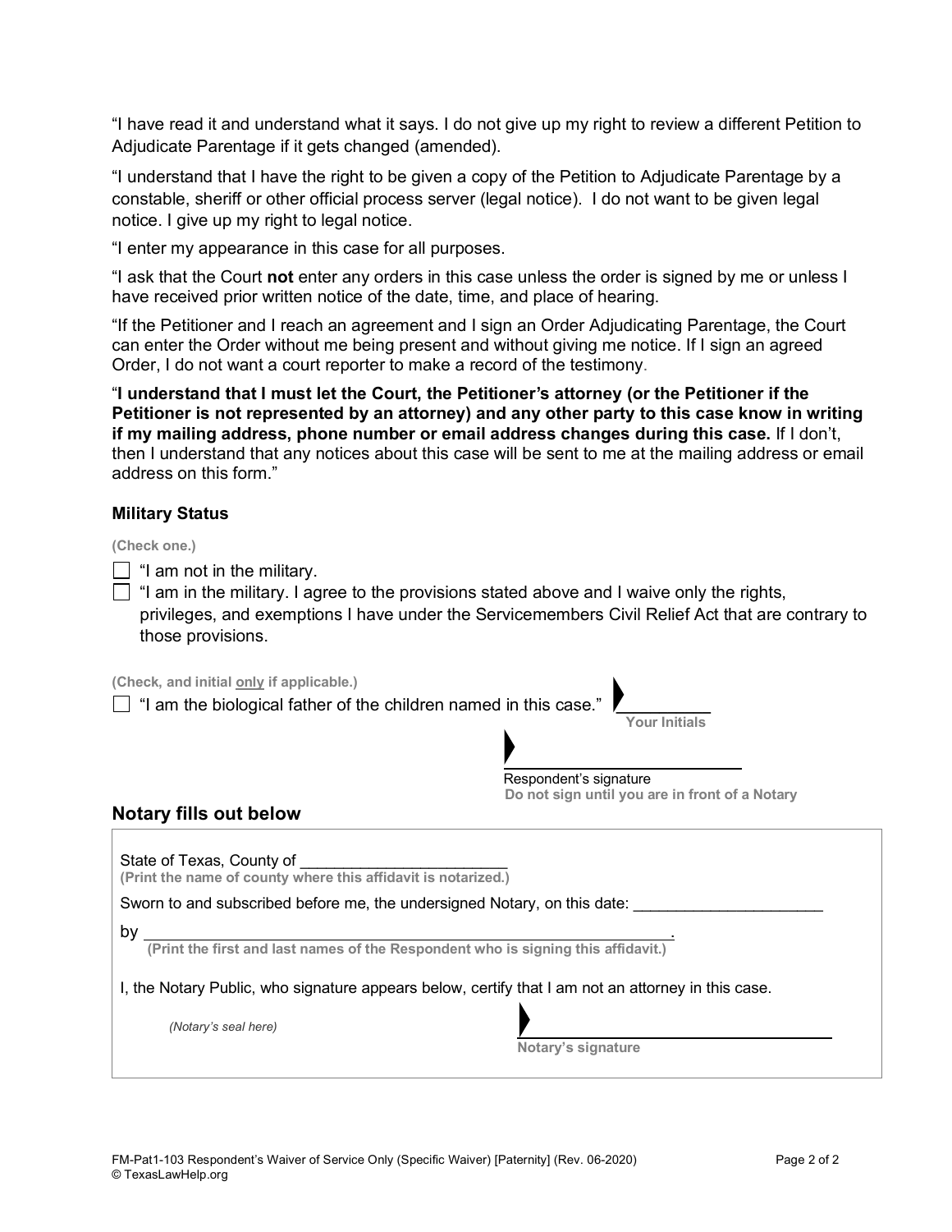"I have read it and understand what it says. I do not give up my right to review a different Petition to Adjudicate Parentage if it gets changed (amended).

"I understand that I have the right to be given a copy of the Petition to Adjudicate Parentage by a constable, sheriff or other official process server (legal notice). I do not want to be given legal notice. I give up my right to legal notice.

"I enter my appearance in this case for all purposes.

"I ask that the Court **not** enter any orders in this case unless the order is signed by me or unless I have received prior written notice of the date, time, and place of hearing.

"If the Petitioner and I reach an agreement and I sign an Order Adjudicating Parentage, the Court can enter the Order without me being present and without giving me notice. If I sign an agreed Order, I do not want a court reporter to make a record of the testimony.

"**I understand that I must let the Court, the Petitioner's attorney (or the Petitioner if the Petitioner is not represented by an attorney) and any other party to this case know in writing if my mailing address, phone number or email address changes during this case.** If I don't, then I understand that any notices about this case will be sent to me at the mailing address or email address on this form."

### Military Status

**(Check one.)**

- ☐ "I am not in the military.
- ☐ "I am in the military. I agree to the provisions stated above and I waive only the rights, privileges, and exemptions I have under the Servicemembers Civil Relief Act that are contrary to those provisions.

**(Check, and initial only if applicable.)**

☐ "I am the biological father of the children named in this case." ▶__________ **Your Initials**

▶______________________________
Respondent's signature
**Do not sign until you are in front of a Notary**

### Notary fills out below

State of Texas, County of ________________________
**(Print the name of county where this affidavit is notarized.)**

Sworn to and subscribed before me, the undersigned Notary, on this date: ______________________

by ____________________________________________________________.
**(Print the first and last names of the Respondent who is signing this affidavit.)**

I, the Notary Public, who signature appears below, certify that I am not an attorney in this case.

*(Notary's seal here)*

▶______________________________
**Notary's signature**

FM-Pat1-103 Respondent's Waiver of Service Only (Specific Waiver) [Paternity] (Rev. 06-2020)
© TexasLawHelp.org